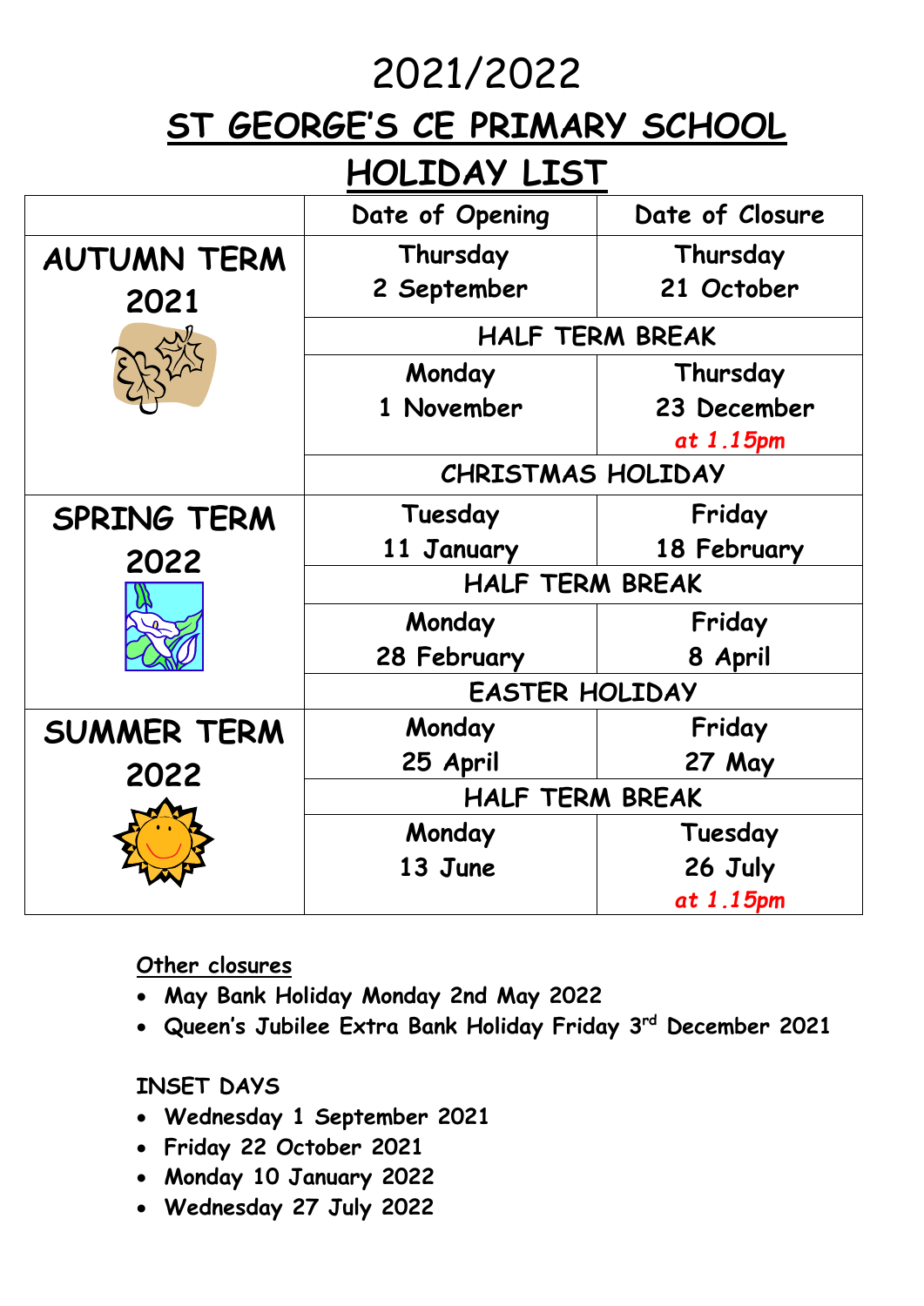# 2021/2022

# ST GEORGE'S CE PRIMARY SCHOOL

# HOLIDAY LIST

| | Date of Opening | Date of Closure |
|---|---|---|
| **AUTUMN TERM 2021** | Thursday 2 September | Thursday 21 October |
| | HALF TERM BREAK | |
| | Monday 1 November | Thursday 23 December *at 1.15pm* |
| | CHRISTMAS HOLIDAY | |
| **SPRING TERM 2022** | Tuesday 11 January | Friday 18 February |
| | HALF TERM BREAK | |
| | Monday 28 February | Friday 8 April |
| | EASTER HOLIDAY | |
| **SUMMER TERM 2022** | Monday 25 April | Friday 27 May |
| | HALF TERM BREAK | |
| | Monday 13 June | Tuesday 26 July *at 1.15pm* |

Other closures

- May Bank Holiday Monday 2nd May 2022
- Queen's Jubilee Extra Bank Holiday Friday 3rd December 2021

INSET DAYS

- Wednesday 1 September 2021
- Friday 22 October 2021
- Monday 10 January 2022
- Wednesday 27 July 2022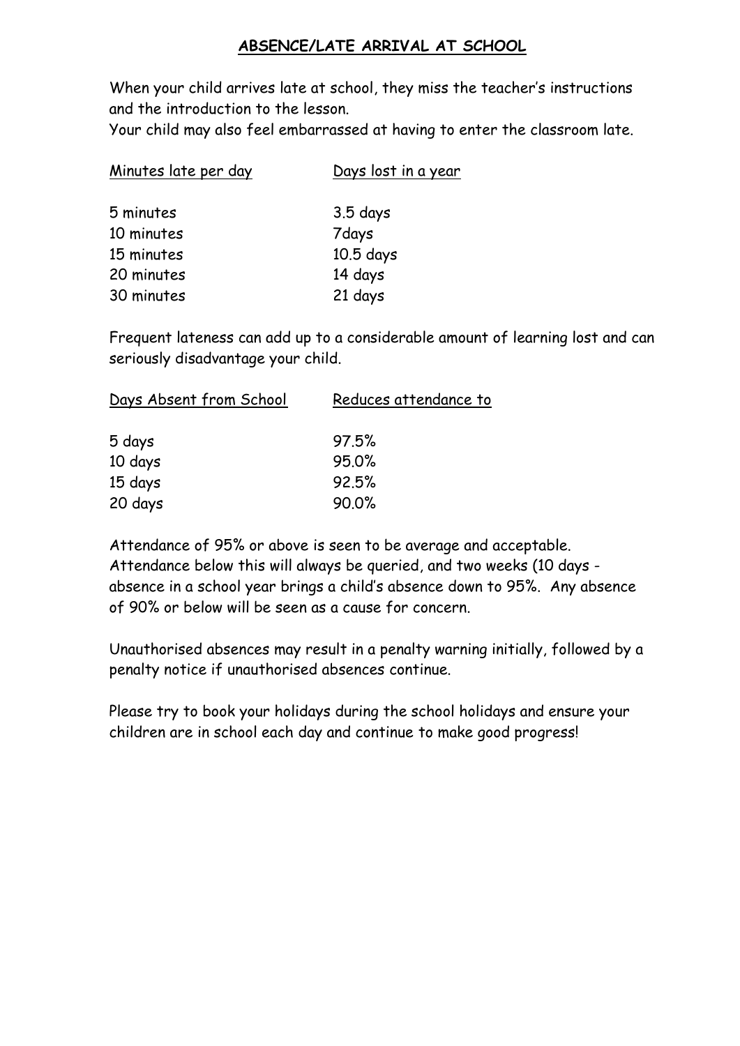## ABSENCE/LATE ARRIVAL AT SCHOOL

When your child arrives late at school, they miss the teacher's instructions and the introduction to the lesson.
Your child may also feel embarrassed at having to enter the classroom late.

| Minutes late per day | Days lost in a year |
|---|---|
| 5 minutes | 3.5 days |
| 10 minutes | 7days |
| 15 minutes | 10.5 days |
| 20 minutes | 14 days |
| 30 minutes | 21 days |

Frequent lateness can add up to a considerable amount of learning lost and can seriously disadvantage your child.

| Days Absent from School | Reduces attendance to |
|---|---|
| 5 days | 97.5% |
| 10 days | 95.0% |
| 15 days | 92.5% |
| 20 days | 90.0% |

Attendance of 95% or above is seen to be average and acceptable. Attendance below this will always be queried, and two weeks (10 days - absence in a school year brings a child's absence down to 95%. Any absence of 90% or below will be seen as a cause for concern.

Unauthorised absences may result in a penalty warning initially, followed by a penalty notice if unauthorised absences continue.

Please try to book your holidays during the school holidays and ensure your children are in school each day and continue to make good progress!